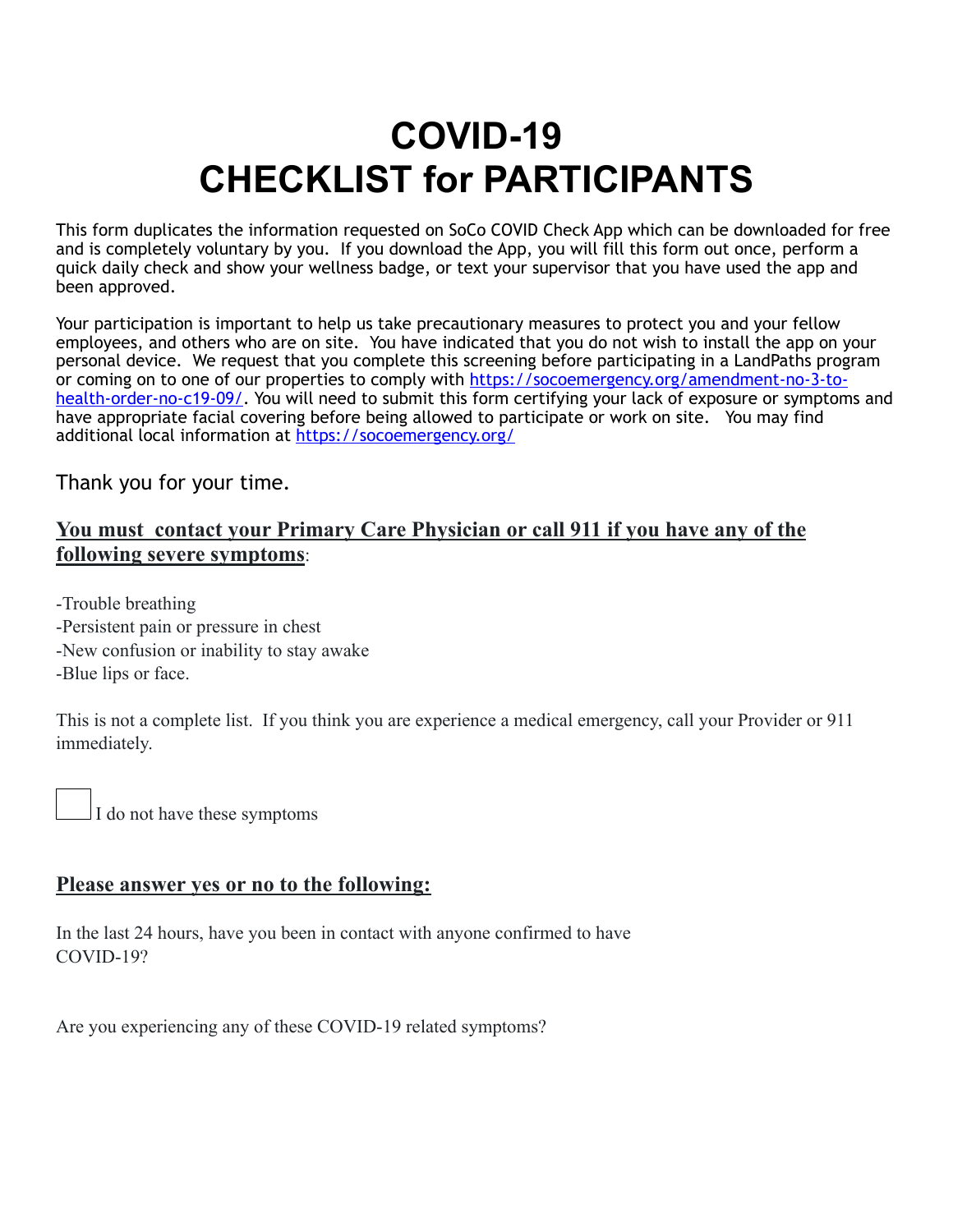# COVID-19
# CHECKLIST for PARTICIPANTS

This form duplicates the information requested on SoCo COVID Check App which can be downloaded for free and is completely voluntary by you. If you download the App, you will fill this form out once, perform a quick daily check and show your wellness badge, or text your supervisor that you have used the app and been approved.

Your participation is important to help us take precautionary measures to protect you and your fellow employees, and others who are on site. You have indicated that you do not wish to install the app on your personal device. We request that you complete this screening before participating in a LandPaths program or coming on to one of our properties to comply with [https://socoemergency.org/amendment-no-3-to-health-order-no-c19-09/](https://socoemergency.org/amendment-no-3-to-health-order-no-c19-09/). You will need to submit this form certifying your lack of exposure or symptoms and have appropriate facial covering before being allowed to participate or work on site. You may find additional local information at [https://socoemergency.org/](https://socoemergency.org/)

Thank you for your time.

## **<u>You must contact your Primary Care Physician or call 911 if you have any of the following severe symptoms</u>**:

-Trouble breathing
-Persistent pain or pressure in chest
-New confusion or inability to stay awake
-Blue lips or face.

This is not a complete list. If you think you are experience a medical emergency, call your Provider or 911 immediately.

☐ I do not have these symptoms

## **<u>Please answer yes or no to the following:</u>**

In the last 24 hours, have you been in contact with anyone confirmed to have COVID-19?

Are you experiencing any of these COVID-19 related symptoms?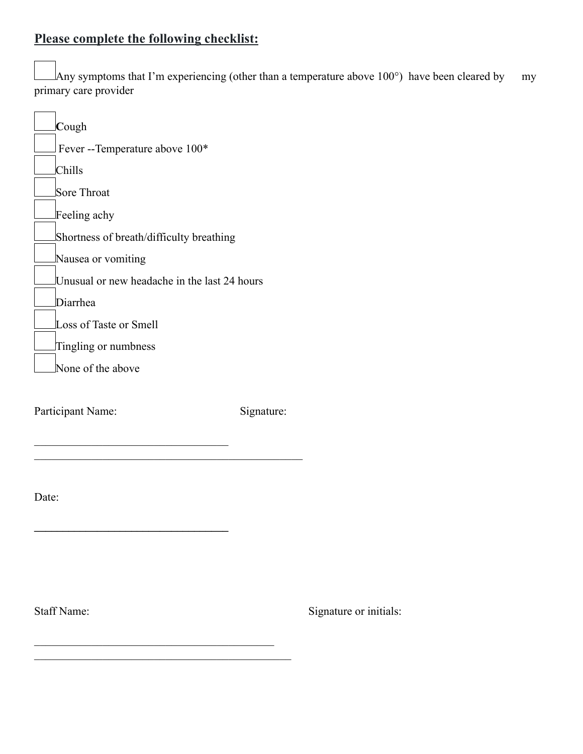## **Please complete the following checklist:**

☐ Any symptoms that I'm experiencing (other than a temperature above 100°) have been cleared by my primary care provider

☐ **C**ough

☐ Fever --Temperature above 100*

☐ Chills

☐ Sore Throat

☐ Feeling achy

☐ Shortness of breath/difficulty breathing

☐ Nausea or vomiting

☐ Unusual or new headache in the last 24 hours

☐ Diarrhea

☐ Loss of Taste or Smell

☐ Tingling or numbness

☐ None of the above

Participant Name: ______________________________ Signature: ______________________________

Date: ______________________________

Staff Name: ______________________________ Signature or initials: ______________________________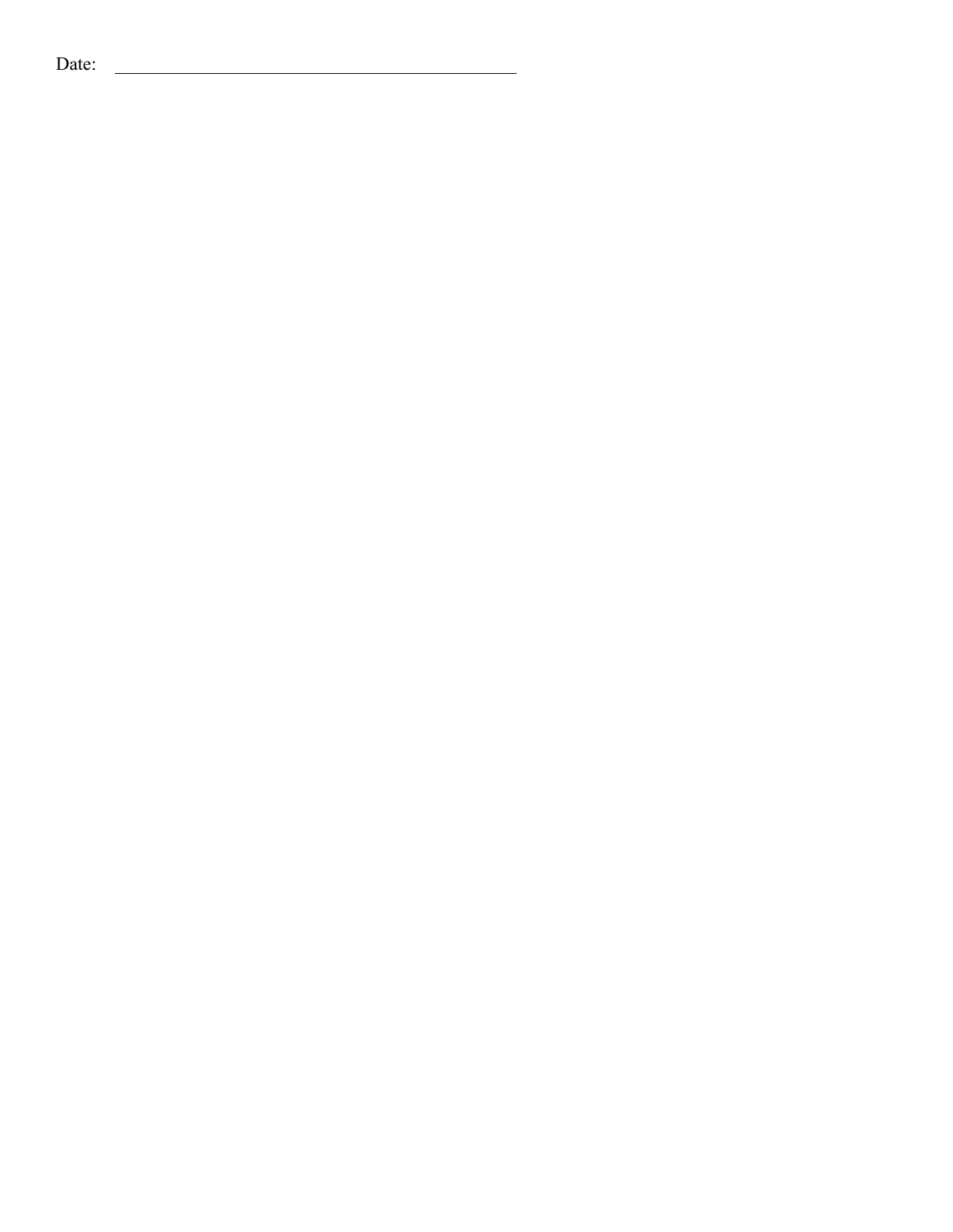Date: ___________________________________________